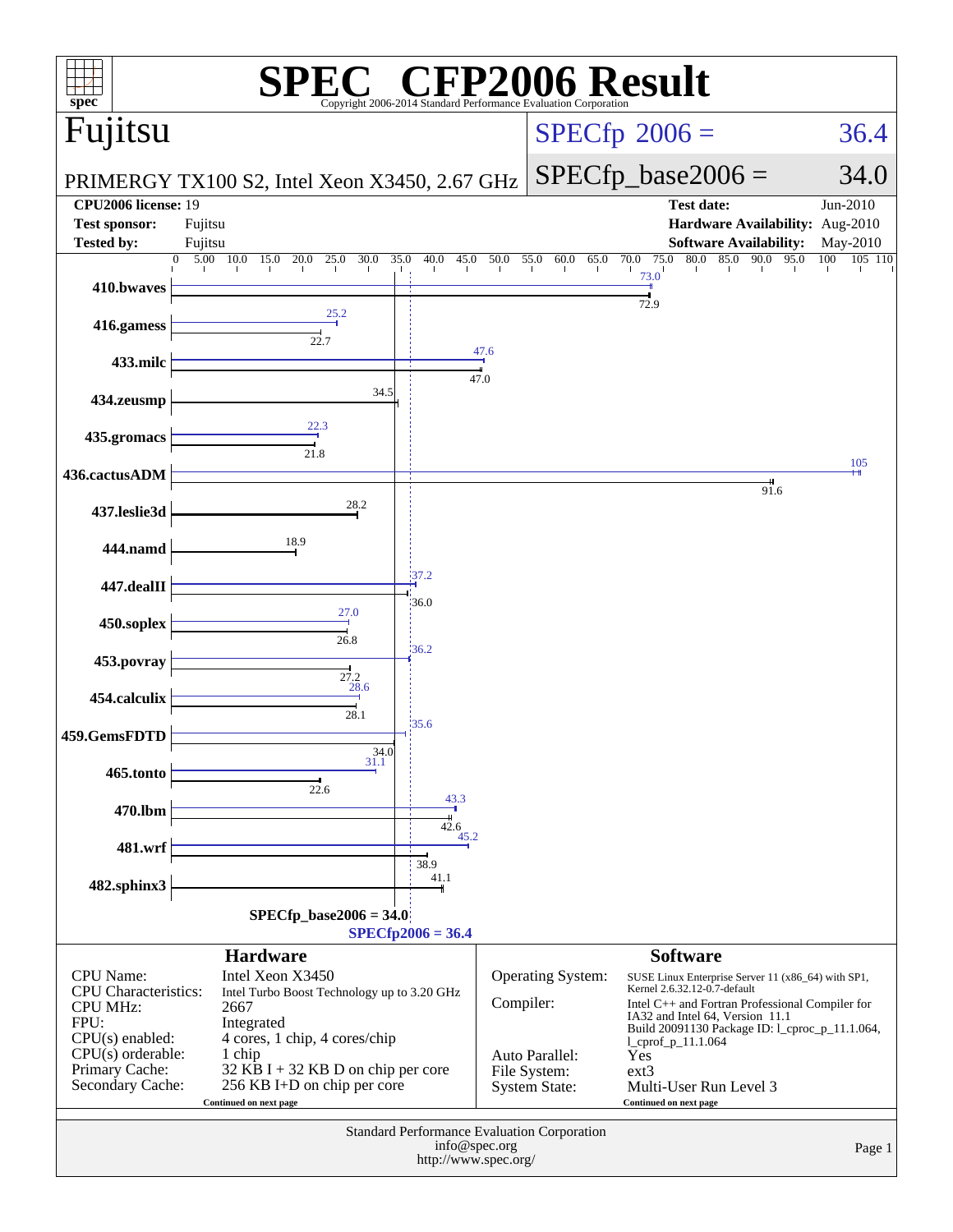# SPEC® CFP2006 Result

Copyright 2006-2014 Standard Performance Evaluation Corporation

## Fujitsu

PRIMERGY TX100 S2, Intel Xeon X3450, 2.67 GHz

SPECfp 2006 = 36.4

SPECfp_base2006 = 34.0

| | | | |
|---|---|---|---|
| **CPU2006 license:** | 19 | **Test date:** | Jun-2010 |
| **Test sponsor:** | Fujitsu | **Hardware Availability:** | Aug-2010 |
| **Tested by:** | Fujitsu | **Software Availability:** | May-2010 |

| Benchmark | Peak | Base |
|---|---|---|
| 410.bwaves | 73.0 | 72.9 |
| 416.gamess | 25.2 | 22.7 |
| 433.milc | 47.6 | 47.0 |
| 434.zeusmp | | 34.5 |
| 435.gromacs | 22.3 | 21.8 |
| 436.cactusADM | 105 | 91.6 |
| 437.leslie3d | | 28.2 |
| 444.namd | | 18.9 |
| 447.dealII | 37.2 | 36.0 |
| 450.soplex | 27.0 | 26.8 |
| 453.povray | 36.2 | 27.2 |
| 454.calculix | 28.6 | 28.1 |
| 459.GemsFDTD | 35.6 | 34.0 |
| 465.tonto | 31.1 | 22.6 |
| 470.lbm | 43.3 | 42.6 |
| 481.wrf | 45.2 | 38.9 |
| 482.sphinx3 | | 41.1 |

SPECfp_base2006 = 34.0

SPECfp2006 = 36.4

## Hardware

| | |
|---|---|
| CPU Name: | Intel Xeon X3450 |
| CPU Characteristics: | Intel Turbo Boost Technology up to 3.20 GHz |
| CPU MHz: | 2667 |
| FPU: | Integrated |
| CPU(s) enabled: | 4 cores, 1 chip, 4 cores/chip |
| CPU(s) orderable: | 1 chip |
| Primary Cache: | 32 KB I + 32 KB D on chip per core |
| Secondary Cache: | 256 KB I+D on chip per core |

Continued on next page

## Software

| | |
|---|---|
| Operating System: | SUSE Linux Enterprise Server 11 (x86_64) with SP1, Kernel 2.6.32.12-0.7-default |
| Compiler: | Intel C++ and Fortran Professional Compiler for IA32 and Intel 64, Version 11.1 Build 20091130 Package ID: l_cproc_p_11.1.064, l_cprof_p_11.1.064 |
| Auto Parallel: | Yes |
| File System: | ext3 |
| System State: | Multi-User Run Level 3 |

Continued on next page

Standard Performance Evaluation Corporation
info@spec.org
http://www.spec.org/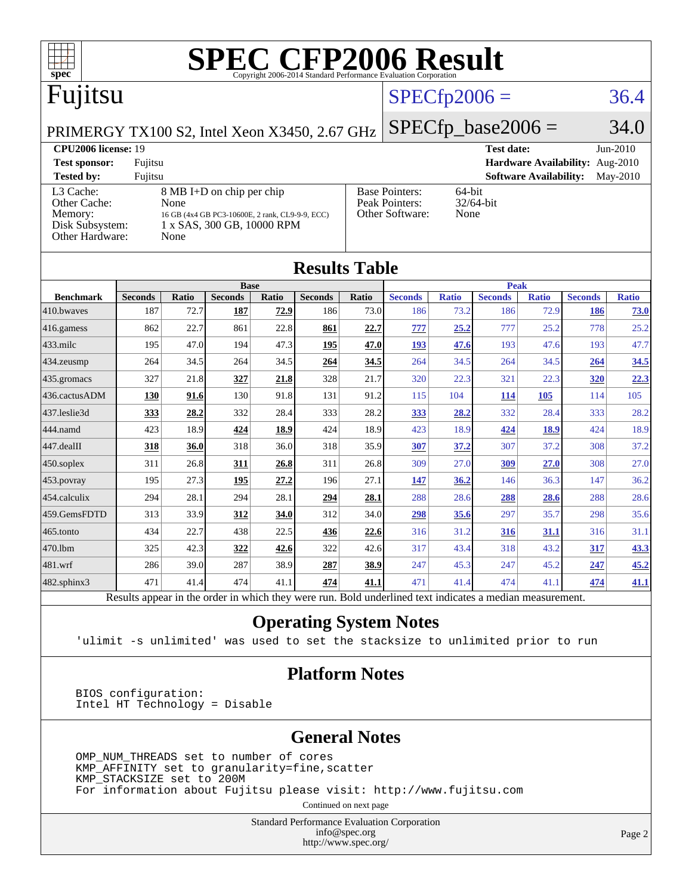# SPEC CFP2006 Result

Copyright 2006-2014 Standard Performance Evaluation Corporation

# Fujitsu

PRIMERGY TX100 S2, Intel Xeon X3450, 2.67 GHz

SPECfp2006 = 36.4

SPECfp_base2006 = 34.0

**CPU2006 license:** 19
**Test sponsor:** Fujitsu
**Tested by:** Fujitsu

**Test date:** Jun-2010
**Hardware Availability:** Aug-2010
**Software Availability:** May-2010

| | |
|---|---|
| L3 Cache: | 8 MB I+D on chip per chip |
| Other Cache: | None |
| Memory: | 16 GB (4x4 GB PC3-10600E, 2 rank, CL9-9-9, ECC) |
| Disk Subsystem: | 1 x SAS, 300 GB, 10000 RPM |
| Other Hardware: | None |

| | |
|---|---|
| Base Pointers: | 64-bit |
| Peak Pointers: | 32/64-bit |
| Other Software: | None |

## Results Table

| Benchmark | Base | | | | | | Peak | | | | | |
|---|---|---|---|---|---|---|---|---|---|---|---|---|
| | Seconds | Ratio | Seconds | Ratio | Seconds | Ratio | Seconds | Ratio | Seconds | Ratio | Seconds | Ratio |
| 410.bwaves | 187 | 72.7 | **187** | **72.9** | 186 | 73.0 | 186 | 73.2 | 186 | 72.9 | **186** | **73.0** |
| 416.gamess | 862 | 22.7 | 861 | 22.8 | **861** | **22.7** | **777** | **25.2** | 777 | 25.2 | 778 | 25.2 |
| 433.milc | 195 | 47.0 | 194 | 47.3 | **195** | **47.0** | **193** | **47.6** | 193 | 47.6 | 193 | 47.7 |
| 434.zeusmp | 264 | 34.5 | 264 | 34.5 | **264** | **34.5** | 264 | 34.5 | 264 | 34.5 | **264** | **34.5** |
| 435.gromacs | 327 | 21.8 | **327** | **21.8** | 328 | 21.7 | 320 | 22.3 | 321 | 22.3 | **320** | **22.3** |
| 436.cactusADM | **130** | **91.6** | 130 | 91.8 | 131 | 91.2 | 115 | 104 | **114** | **105** | 114 | 105 |
| 437.leslie3d | **333** | **28.2** | 332 | 28.4 | 333 | 28.2 | **333** | **28.2** | 332 | 28.4 | 333 | 28.2 |
| 444.namd | 423 | 18.9 | **424** | **18.9** | 424 | 18.9 | 423 | 18.9 | **424** | **18.9** | 424 | 18.9 |
| 447.dealII | **318** | **36.0** | 318 | 36.0 | 318 | 35.9 | **307** | **37.2** | 307 | 37.2 | 308 | 37.2 |
| 450.soplex | 311 | 26.8 | **311** | **26.8** | 311 | 26.8 | 309 | 27.0 | **309** | **27.0** | 308 | 27.0 |
| 453.povray | 195 | 27.3 | **195** | **27.2** | 196 | 27.1 | **147** | **36.2** | 146 | 36.3 | 147 | 36.2 |
| 454.calculix | 294 | 28.1 | 294 | 28.1 | **294** | **28.1** | 288 | 28.6 | **288** | **28.6** | 288 | 28.6 |
| 459.GemsFDTD | 313 | 33.9 | **312** | **34.0** | 312 | 34.0 | **298** | **35.6** | 297 | 35.7 | 298 | 35.6 |
| 465.tonto | 434 | 22.7 | 438 | 22.5 | **436** | **22.6** | 316 | 31.2 | **316** | **31.1** | 316 | 31.1 |
| 470.lbm | 325 | 42.3 | **322** | **42.6** | 322 | 42.6 | 317 | 43.4 | 318 | 43.2 | **317** | **43.3** |
| 481.wrf | 286 | 39.0 | 287 | 38.9 | **287** | **38.9** | 247 | 45.3 | 247 | 45.2 | **247** | **45.2** |
| 482.sphinx3 | 471 | 41.4 | 474 | 41.1 | **474** | **41.1** | 471 | 41.4 | 474 | 41.1 | **474** | **41.1** |

Results appear in the order in which they were run. Bold underlined text indicates a median measurement.

## Operating System Notes

```
'ulimit -s unlimited' was used to set the stacksize to unlimited prior to run
```

## Platform Notes

```
BIOS configuration:
Intel HT Technology = Disable
```

## General Notes

```
OMP_NUM_THREADS set to number of cores
KMP_AFFINITY set to granularity=fine,scatter
KMP_STACKSIZE set to 200M
For information about Fujitsu please visit: http://www.fujitsu.com
```

Continued on next page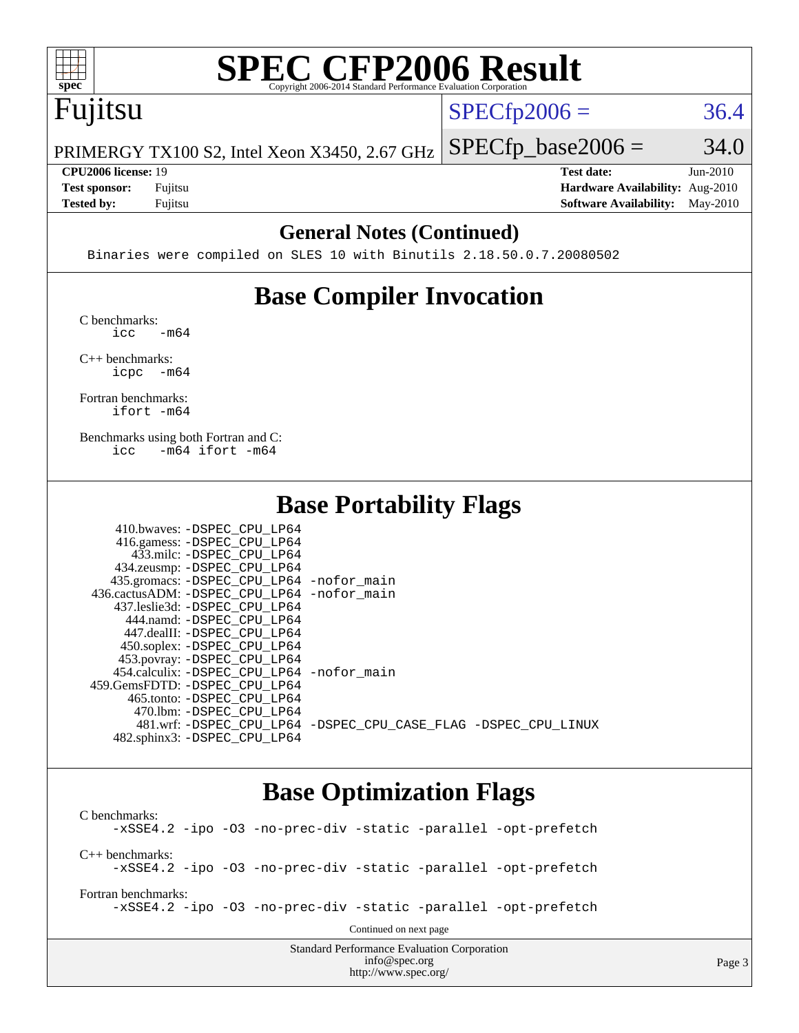## General Notes (Continued)

```
Binaries were compiled on SLES 10 with Binutils 2.18.50.0.7.20080502
```

## Base Compiler Invocation

C benchmarks:
```
icc   -m64
```

C++ benchmarks:
```
icpc  -m64
```

Fortran benchmarks:
```
ifort -m64
```

Benchmarks using both Fortran and C:
```
icc   -m64 ifort -m64
```

## Base Portability Flags

```
    410.bwaves: -DSPEC_CPU_LP64
    416.gamess: -DSPEC_CPU_LP64
      433.milc: -DSPEC_CPU_LP64
   434.zeusmp: -DSPEC_CPU_LP64
   435.gromacs: -DSPEC_CPU_LP64 -nofor_main
 436.cactusADM: -DSPEC_CPU_LP64 -nofor_main
  437.leslie3d: -DSPEC_CPU_LP64
      444.namd: -DSPEC_CPU_LP64
    447.dealII: -DSPEC_CPU_LP64
    450.soplex: -DSPEC_CPU_LP64
    453.povray: -DSPEC_CPU_LP64
  454.calculix: -DSPEC_CPU_LP64 -nofor_main
 459.GemsFDTD: -DSPEC_CPU_LP64
     465.tonto: -DSPEC_CPU_LP64
       470.lbm: -DSPEC_CPU_LP64
       481.wrf: -DSPEC_CPU_LP64 -DSPEC_CPU_CASE_FLAG -DSPEC_CPU_LINUX
   482.sphinx3: -DSPEC_CPU_LP64
```

## Base Optimization Flags

C benchmarks:
```
-xSSE4.2 -ipo -O3 -no-prec-div -static -parallel -opt-prefetch
```

C++ benchmarks:
```
-xSSE4.2 -ipo -O3 -no-prec-div -static -parallel -opt-prefetch
```

Fortran benchmarks:
```
-xSSE4.2 -ipo -O3 -no-prec-div -static -parallel -opt-prefetch
```

Continued on next page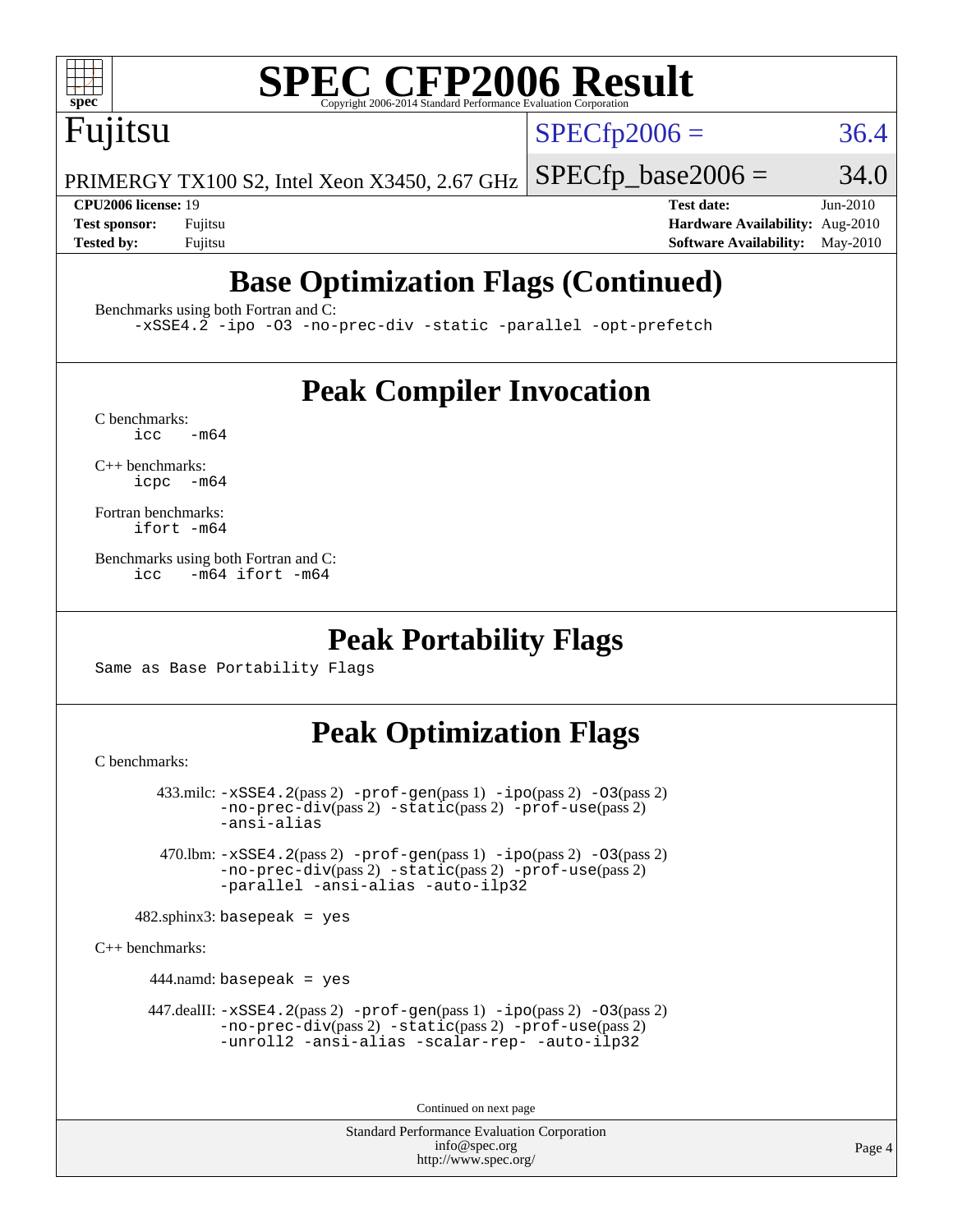# SPEC CFP2006 Result

Copyright 2006-2014 Standard Performance Evaluation Corporation

**Fujitsu**

PRIMERGY TX100 S2, Intel Xeon X3450, 2.67 GHz

SPECfp2006 = 36.4

SPECfp_base2006 = 34.0

| | | | |
|---|---|---|---|
| **CPU2006 license:** 19 | | **Test date:** | Jun-2010 |
| **Test sponsor:** | Fujitsu | **Hardware Availability:** | Aug-2010 |
| **Tested by:** | Fujitsu | **Software Availability:** | May-2010 |

## Base Optimization Flags (Continued)

Benchmarks using both Fortran and C:

```
-xSSE4.2 -ipo -O3 -no-prec-div -static -parallel -opt-prefetch
```

## Peak Compiler Invocation

C benchmarks:

```
icc   -m64
```

C++ benchmarks:

```
icpc  -m64
```

Fortran benchmarks:

```
ifort -m64
```

Benchmarks using both Fortran and C:

```
icc   -m64 ifort -m64
```

## Peak Portability Flags

Same as Base Portability Flags

## Peak Optimization Flags

C benchmarks:

433.milc: -xSSE4.2(pass 2) -prof-gen(pass 1) -ipo(pass 2) -O3(pass 2) -no-prec-div(pass 2) -static(pass 2) -prof-use(pass 2) -ansi-alias

470.lbm: -xSSE4.2(pass 2) -prof-gen(pass 1) -ipo(pass 2) -O3(pass 2) -no-prec-div(pass 2) -static(pass 2) -prof-use(pass 2) -parallel -ansi-alias -auto-ilp32

482.sphinx3: basepeak = yes

C++ benchmarks:

444.namd: basepeak = yes

447.dealII: -xSSE4.2(pass 2) -prof-gen(pass 1) -ipo(pass 2) -O3(pass 2) -no-prec-div(pass 2) -static(pass 2) -prof-use(pass 2) -unroll2 -ansi-alias -scalar-rep- -auto-ilp32

Continued on next page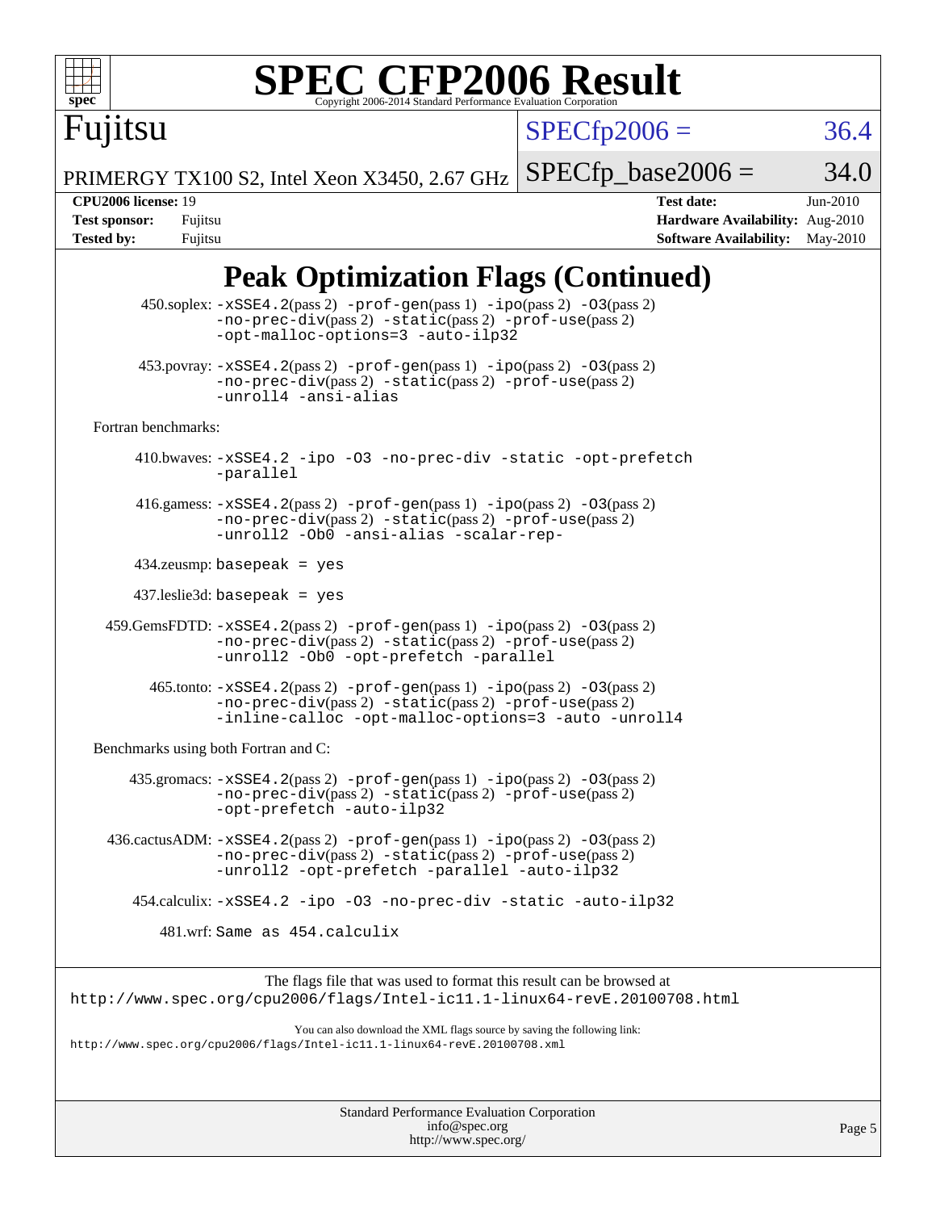# SPEC CFP2006 Result

Fujitsu

PRIMERGY TX100 S2, Intel Xeon X3450, 2.67 GHz

SPECfp2006 = 36.4

SPECfp_base2006 = 34.0

**CPU2006 license:** 19
**Test sponsor:** Fujitsu
**Tested by:** Fujitsu

**Test date:** Jun-2010
**Hardware Availability:** Aug-2010
**Software Availability:** May-2010

## Peak Optimization Flags (Continued)

450.soplex: -xSSE4.2(pass 2) -prof-gen(pass 1) -ipo(pass 2) -O3(pass 2) -no-prec-div(pass 2) -static(pass 2) -prof-use(pass 2) -opt-malloc-options=3 -auto-ilp32

453.povray: -xSSE4.2(pass 2) -prof-gen(pass 1) -ipo(pass 2) -O3(pass 2) -no-prec-div(pass 2) -static(pass 2) -prof-use(pass 2) -unroll4 -ansi-alias

Fortran benchmarks:

410.bwaves: -xSSE4.2 -ipo -O3 -no-prec-div -static -opt-prefetch -parallel

416.gamess: -xSSE4.2(pass 2) -prof-gen(pass 1) -ipo(pass 2) -O3(pass 2) -no-prec-div(pass 2) -static(pass 2) -prof-use(pass 2) -unroll2 -Ob0 -ansi-alias -scalar-rep-

434.zeusmp: basepeak = yes

437.leslie3d: basepeak = yes

459.GemsFDTD: -xSSE4.2(pass 2) -prof-gen(pass 1) -ipo(pass 2) -O3(pass 2) -no-prec-div(pass 2) -static(pass 2) -prof-use(pass 2) -unroll2 -Ob0 -opt-prefetch -parallel

465.tonto: -xSSE4.2(pass 2) -prof-gen(pass 1) -ipo(pass 2) -O3(pass 2) -no-prec-div(pass 2) -static(pass 2) -prof-use(pass 2) -inline-calloc -opt-malloc-options=3 -auto -unroll4

Benchmarks using both Fortran and C:

435.gromacs: -xSSE4.2(pass 2) -prof-gen(pass 1) -ipo(pass 2) -O3(pass 2) -no-prec-div(pass 2) -static(pass 2) -prof-use(pass 2) -opt-prefetch -auto-ilp32

436.cactusADM: -xSSE4.2(pass 2) -prof-gen(pass 1) -ipo(pass 2) -O3(pass 2) -no-prec-div(pass 2) -static(pass 2) -prof-use(pass 2) -unroll2 -opt-prefetch -parallel -auto-ilp32

454.calculix: -xSSE4.2 -ipo -O3 -no-prec-div -static -auto-ilp32

481.wrf: Same as 454.calculix

The flags file that was used to format this result can be browsed at
http://www.spec.org/cpu2006/flags/Intel-ic11.1-linux64-revE.20100708.html

You can also download the XML flags source by saving the following link:
http://www.spec.org/cpu2006/flags/Intel-ic11.1-linux64-revE.20100708.xml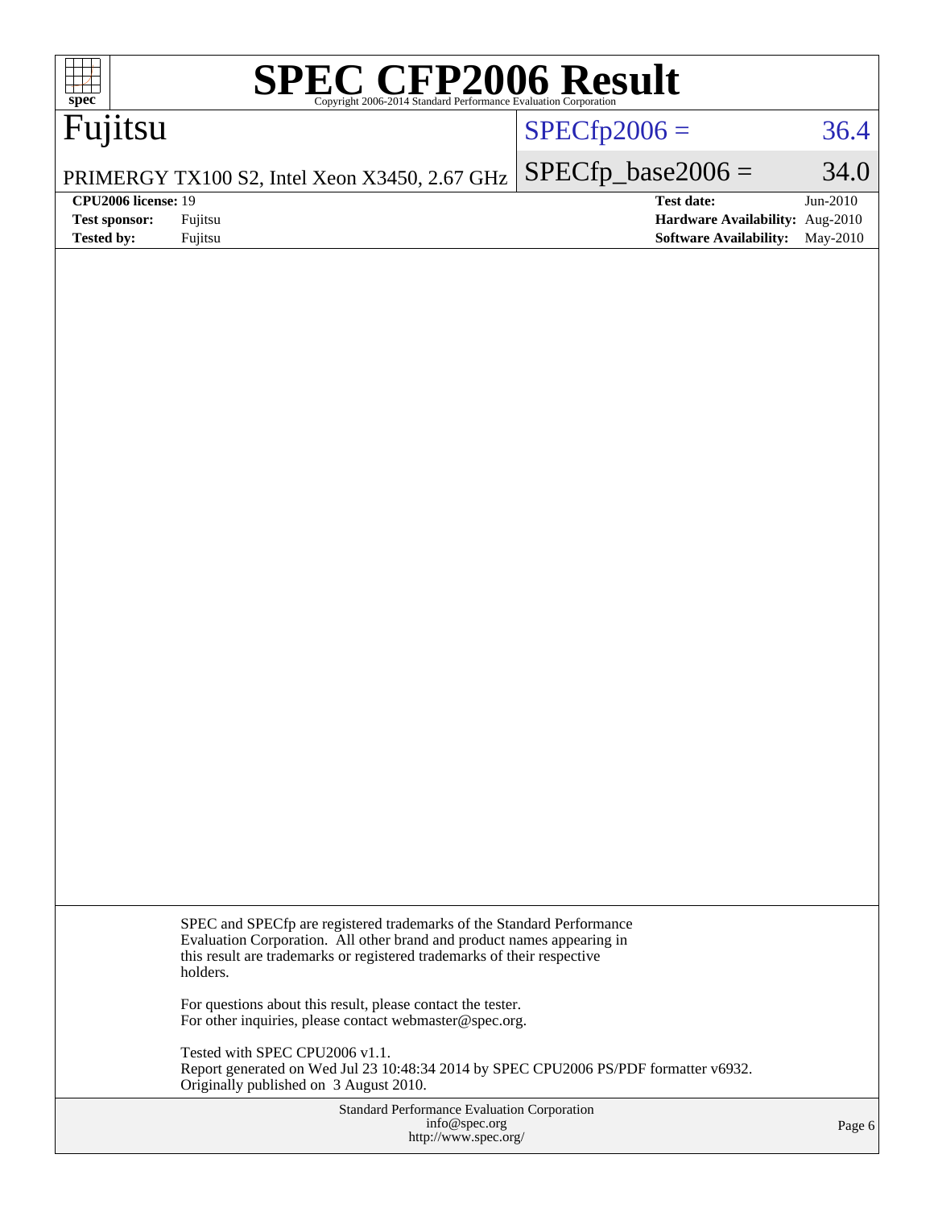SPEC and SPECfp are registered trademarks of the Standard Performance Evaluation Corporation. All other brand and product names appearing in this result are trademarks or registered trademarks of their respective holders.

For questions about this result, please contact the tester.
For other inquiries, please contact webmaster@spec.org.

Tested with SPEC CPU2006 v1.1.
Report generated on Wed Jul 23 10:48:34 2014 by SPEC CPU2006 PS/PDF formatter v6932.
Originally published on 3 August 2010.